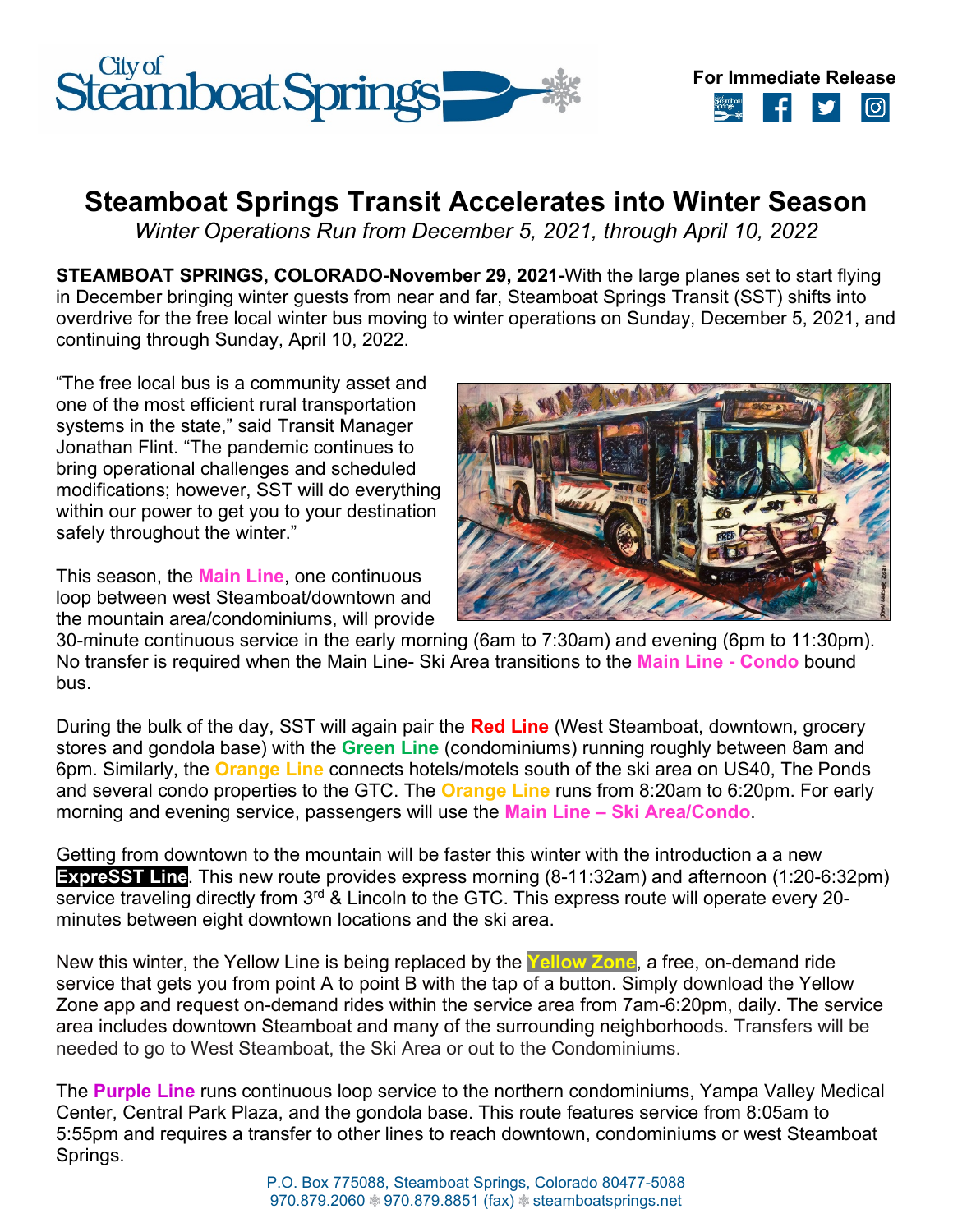For Immediate Release

# Steamboat Springs Transit Accelerates into Winter Season

*Winter Operations Run from December 5, 2021, through April 10, 2022*

**STEAMBOAT SPRINGS, COLORADO-November 29, 2021-**With the large planes set to start flying in December bringing winter guests from near and far, Steamboat Springs Transit (SST) shifts into overdrive for the free local winter bus moving to winter operations on Sunday, December 5, 2021, and continuing through Sunday, April 10, 2022.

"The free local bus is a community asset and one of the most efficient rural transportation systems in the state," said Transit Manager Jonathan Flint. "The pandemic continues to bring operational challenges and scheduled modifications; however, SST will do everything within our power to get you to your destination safely throughout the winter."

This season, the **Main Line**, one continuous loop between west Steamboat/downtown and the mountain area/condominiums, will provide 30-minute continuous service in the early morning (6am to 7:30am) and evening (6pm to 11:30pm). No transfer is required when the Main Line- Ski Area transitions to the **Main Line - Condo** bound bus.

During the bulk of the day, SST will again pair the **Red Line** (West Steamboat, downtown, grocery stores and gondola base) with the **Green Line** (condominiums) running roughly between 8am and 6pm. Similarly, the **Orange Line** connects hotels/motels south of the ski area on US40, The Ponds and several condo properties to the GTC. The **Orange Line** runs from 8:20am to 6:20pm. For early morning and evening service, passengers will use the **Main Line – Ski Area/Condo**.

Getting from downtown to the mountain will be faster this winter with the introduction a a new **ExpreSST Line**. This new route provides express morning (8-11:32am) and afternoon (1:20-6:32pm) service traveling directly from 3rd & Lincoln to the GTC. This express route will operate every 20-minutes between eight downtown locations and the ski area.

New this winter, the Yellow Line is being replaced by the **Yellow Zone**, a free, on-demand ride service that gets you from point A to point B with the tap of a button. Simply download the Yellow Zone app and request on-demand rides within the service area from 7am-6:20pm, daily. The service area includes downtown Steamboat and many of the surrounding neighborhoods. Transfers will be needed to go to West Steamboat, the Ski Area or out to the Condominiums.

The **Purple Line** runs continuous loop service to the northern condominiums, Yampa Valley Medical Center, Central Park Plaza, and the gondola base. This route features service from 8:05am to 5:55pm and requires a transfer to other lines to reach downtown, condominiums or west Steamboat Springs.

P.O. Box 775088, Steamboat Springs, Colorado 80477-5088
970.879.2060 ❄ 970.879.8851 (fax) ❄ steamboatsprings.net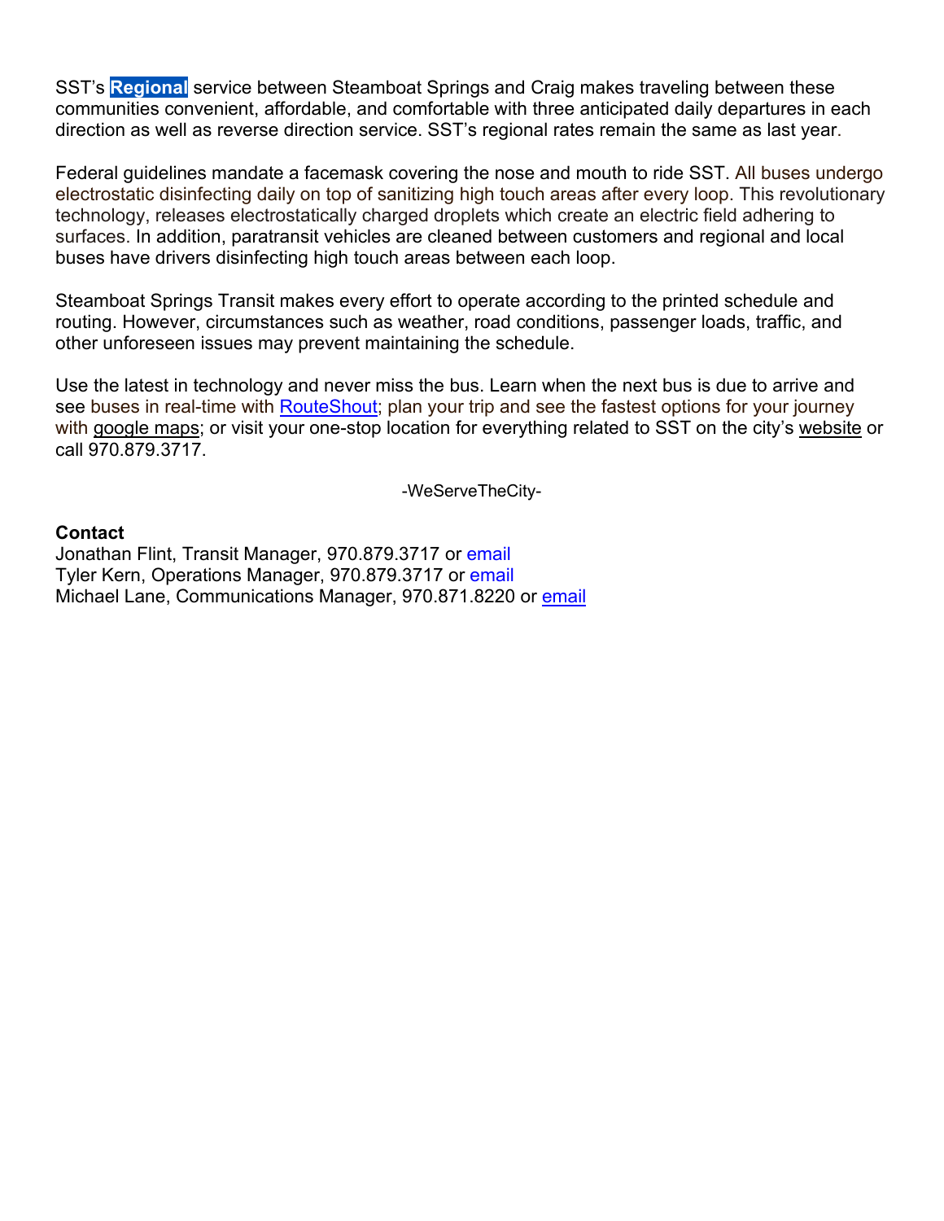SST's **Regional** service between Steamboat Springs and Craig makes traveling between these communities convenient, affordable, and comfortable with three anticipated daily departures in each direction as well as reverse direction service. SST's regional rates remain the same as last year.

Federal guidelines mandate a facemask covering the nose and mouth to ride SST. All buses undergo electrostatic disinfecting daily on top of sanitizing high touch areas after every loop. This revolutionary technology, releases electrostatically charged droplets which create an electric field adhering to surfaces. In addition, paratransit vehicles are cleaned between customers and regional and local buses have drivers disinfecting high touch areas between each loop.

Steamboat Springs Transit makes every effort to operate according to the printed schedule and routing. However, circumstances such as weather, road conditions, passenger loads, traffic, and other unforeseen issues may prevent maintaining the schedule.

Use the latest in technology and never miss the bus. Learn when the next bus is due to arrive and see buses in real-time with RouteShout; plan your trip and see the fastest options for your journey with google maps; or visit your one-stop location for everything related to SST on the city's website or call 970.879.3717.

-WeServeTheCity-

**Contact**
Jonathan Flint, Transit Manager, 970.879.3717 or email
Tyler Kern, Operations Manager, 970.879.3717 or email
Michael Lane, Communications Manager, 970.871.8220 or email